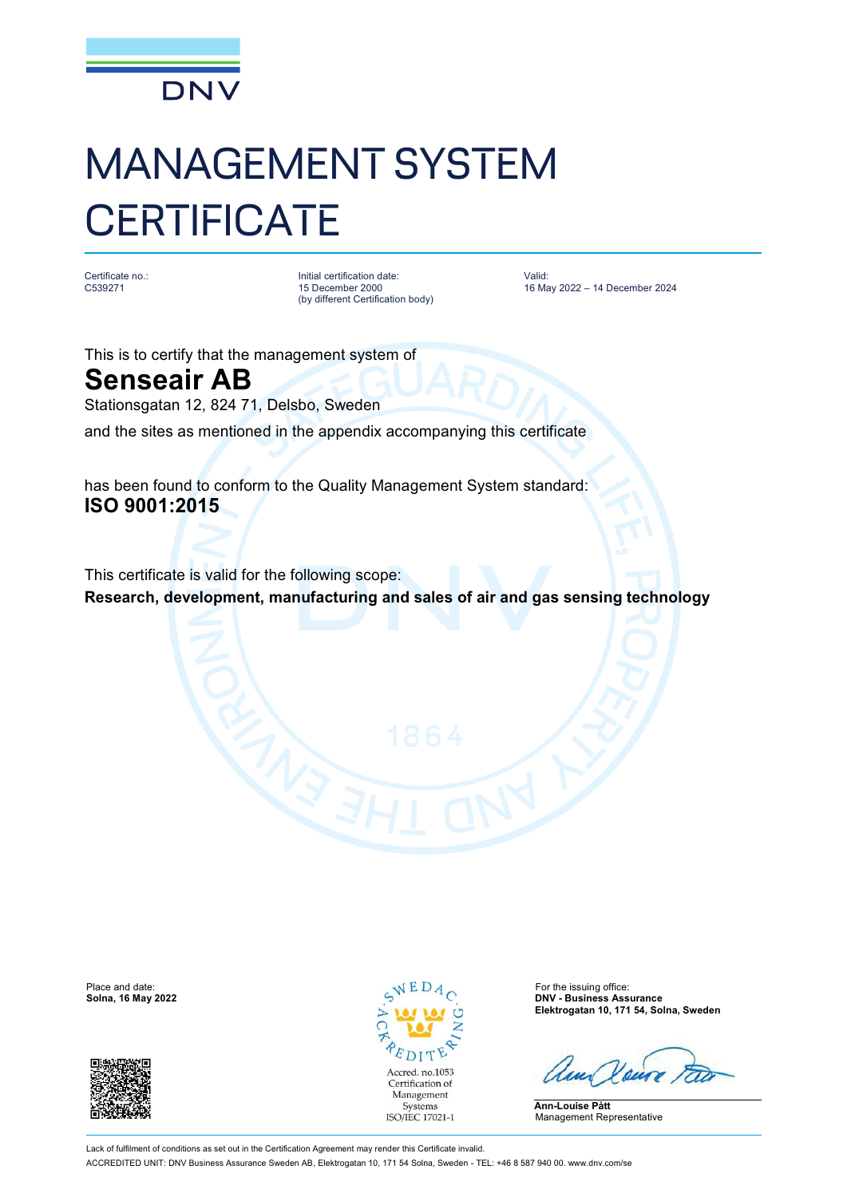DNV

# MANAGEMENT SYSTEM CERTIFICATE

Certificate no.:
C539271

Initial certification date:
15 December 2000
(by different Certification body)

Valid:
16 May 2022 – 14 December 2024

This is to certify that the management system of

## Senseair AB

Stationsgatan 12, 824 71, Delsbo, Sweden

and the sites as mentioned in the appendix accompanying this certificate

has been found to conform to the Quality Management System standard:

**ISO 9001:2015**

This certificate is valid for the following scope:

**Research, development, manufacturing and sales of air and gas sensing technology**

Place and date:
**Solna, 16 May 2022**

SWEDAC ACKREDITERING
Accred. no.1053
Certification of Management Systems
ISO/IEC 17021-1

For the issuing office:
**DNV - Business Assurance**
**Elektrogatan 10, 171 54, Solna, Sweden**

**Ann-Louise Pått**
Management Representative

Lack of fulfilment of conditions as set out in the Certification Agreement may render this Certificate invalid.

ACCREDITED UNIT: DNV Business Assurance Sweden AB, Elektrogatan 10, 171 54 Solna, Sweden - TEL: +46 8 587 940 00. www.dnv.com/se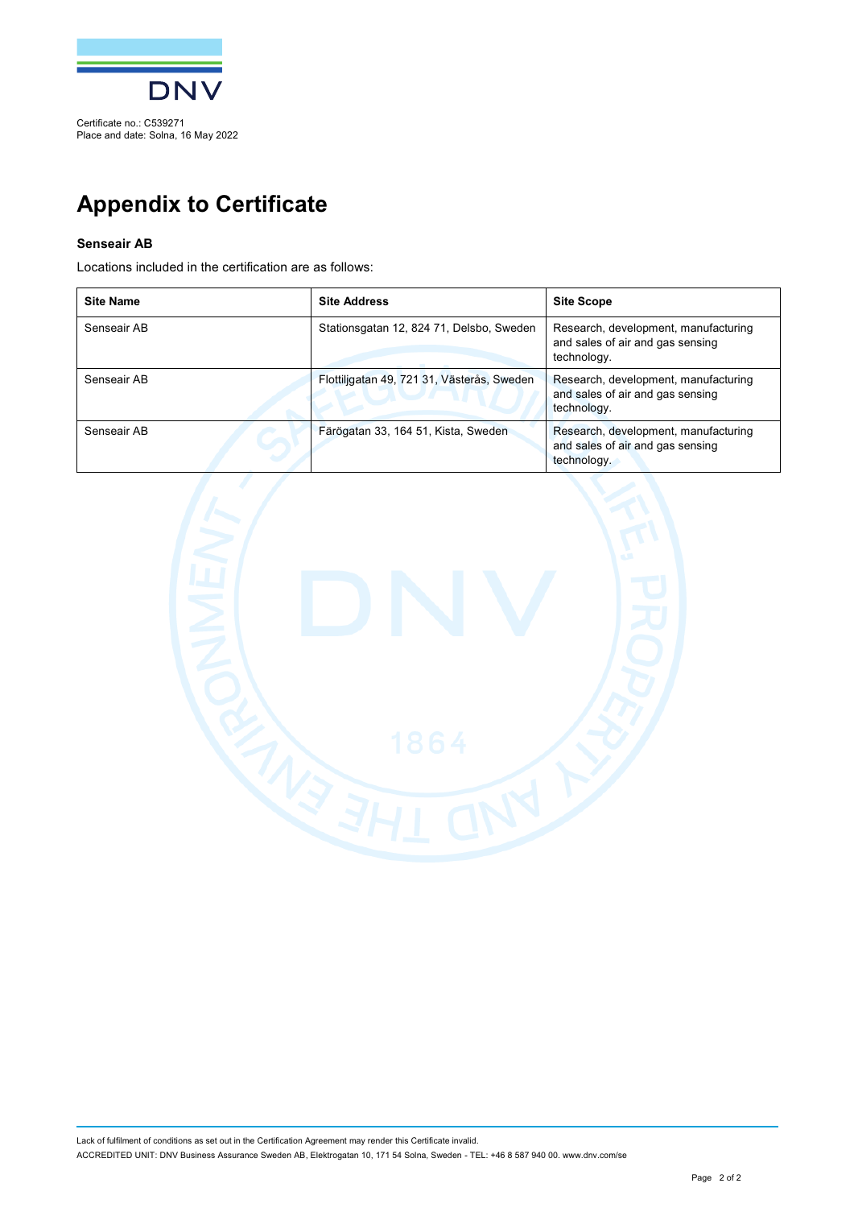Certificate no.: C539271
Place and date: Solna, 16 May 2022

# Appendix to Certificate

**Senseair AB**

Locations included in the certification are as follows:

| Site Name | Site Address | Site Scope |
| --- | --- | --- |
| Senseair AB | Stationsgatan 12, 824 71, Delsbo, Sweden | Research, development, manufacturing and sales of air and gas sensing technology. |
| Senseair AB | Flottiljgatan 49, 721 31, Västerås, Sweden | Research, development, manufacturing and sales of air and gas sensing technology. |
| Senseair AB | Färögatan 33, 164 51, Kista, Sweden | Research, development, manufacturing and sales of air and gas sensing technology. |

Lack of fulfilment of conditions as set out in the Certification Agreement may render this Certificate invalid.
ACCREDITED UNIT: DNV Business Assurance Sweden AB, Elektrogatan 10, 171 54 Solna, Sweden - TEL: +46 8 587 940 00. www.dnv.com/se